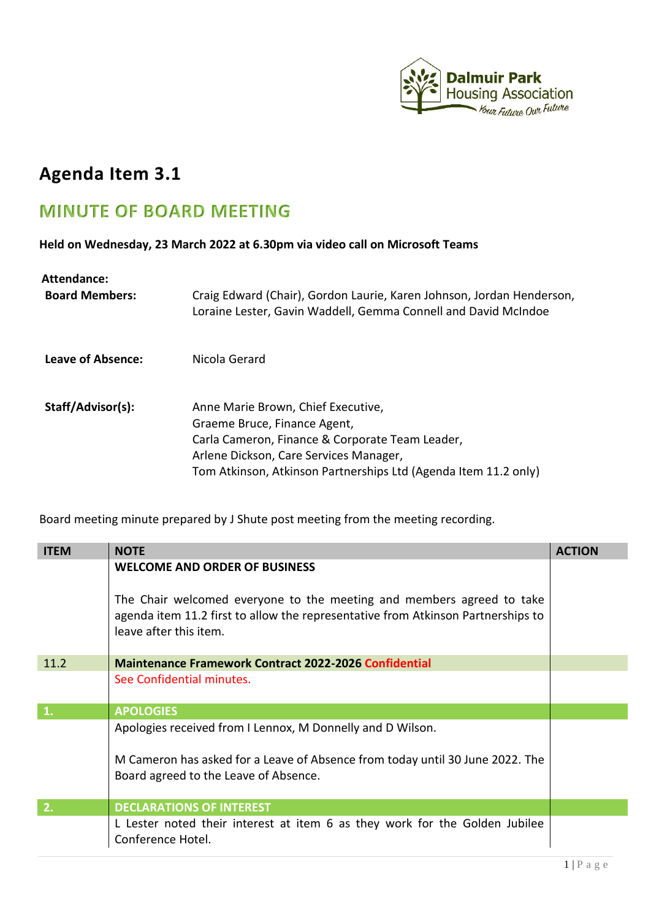## Agenda Item 3.1

# MINUTE OF BOARD MEETING

**Held on Wednesday, 23 March 2022 at 6.30pm via video call on Microsoft Teams**

**Attendance:**

| | |
|---|---|
| **Board Members:** | Craig Edward (Chair), Gordon Laurie, Karen Johnson, Jordan Henderson, Loraine Lester, Gavin Waddell, Gemma Connell and David McIndoe |
| **Leave of Absence:** | Nicola Gerard |
| **Staff/Advisor(s):** | Anne Marie Brown, Chief Executive,<br>Graeme Bruce, Finance Agent,<br>Carla Cameron, Finance & Corporate Team Leader,<br>Arlene Dickson, Care Services Manager,<br>Tom Atkinson, Atkinson Partnerships Ltd (Agenda Item 11.2 only) |

Board meeting minute prepared by J Shute post meeting from the meeting recording.

| ITEM | NOTE | ACTION |
|---|---|---|
| | **WELCOME AND ORDER OF BUSINESS**<br><br>The Chair welcomed everyone to the meeting and members agreed to take agenda item 11.2 first to allow the representative from Atkinson Partnerships to leave after this item. | |
| 11.2 | **Maintenance Framework Contract 2022-2026 Confidential** | |
| | See Confidential minutes. | |
| **1.** | **APOLOGIES** | |
| | Apologies received from I Lennox, M Donnelly and D Wilson.<br><br>M Cameron has asked for a Leave of Absence from today until 30 June 2022. The Board agreed to the Leave of Absence. | |
| **2.** | **DECLARATIONS OF INTEREST** | |
| | L Lester noted their interest at item 6 as they work for the Golden Jubilee Conference Hotel. | |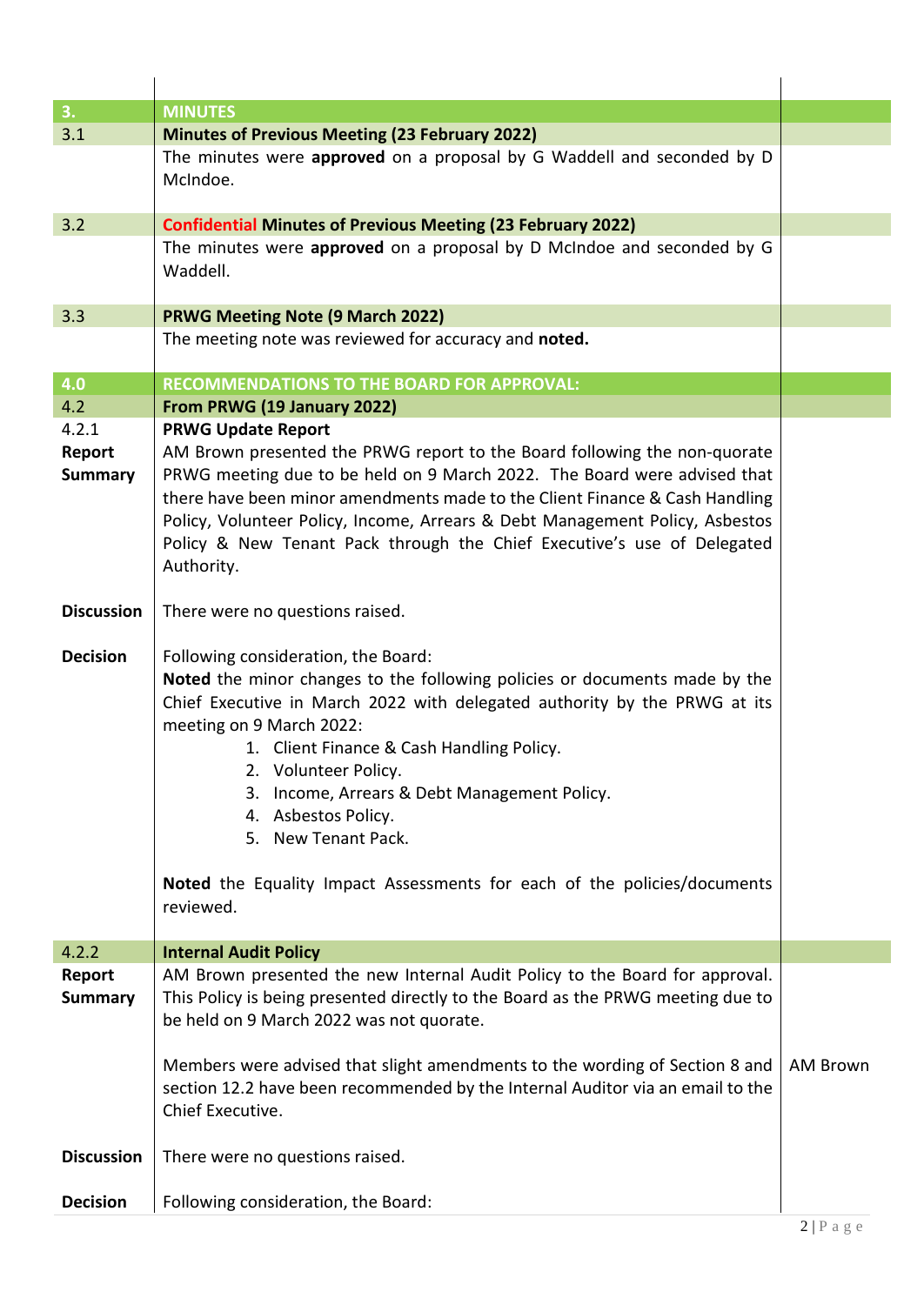| | | |
|---|---|---|
| **3.** | **MINUTES** | |
| 3.1 | **Minutes of Previous Meeting (23 February 2022)** | |
| | The minutes were **approved** on a proposal by G Waddell and seconded by D McIndoe. | |
| 3.2 | **Confidential Minutes of Previous Meeting (23 February 2022)** | |
| | The minutes were **approved** on a proposal by D McIndoe and seconded by G Waddell. | |
| 3.3 | **PRWG Meeting Note (9 March 2022)** | |
| | The meeting note was reviewed for accuracy and **noted.** | |
| **4.0** | **RECOMMENDATIONS TO THE BOARD FOR APPROVAL:** | |
| 4.2 | **From PRWG (19 January 2022)** | |
| 4.2.1 **Report Summary** | **PRWG Update Report**<br>AM Brown presented the PRWG report to the Board following the non-quorate PRWG meeting due to be held on 9 March 2022. The Board were advised that there have been minor amendments made to the Client Finance & Cash Handling Policy, Volunteer Policy, Income, Arrears & Debt Management Policy, Asbestos Policy & New Tenant Pack through the Chief Executive's use of Delegated Authority. | |
| **Discussion** | There were no questions raised. | |
| **Decision** | Following consideration, the Board:<br>**Noted** the minor changes to the following policies or documents made by the Chief Executive in March 2022 with delegated authority by the PRWG at its meeting on 9 March 2022:<br>1. Client Finance & Cash Handling Policy.<br>2. Volunteer Policy.<br>3. Income, Arrears & Debt Management Policy.<br>4. Asbestos Policy.<br>5. New Tenant Pack.<br><br>**Noted** the Equality Impact Assessments for each of the policies/documents reviewed. | |
| 4.2.2 | **Internal Audit Policy** | |
| **Report Summary** | AM Brown presented the new Internal Audit Policy to the Board for approval. This Policy is being presented directly to the Board as the PRWG meeting due to be held on 9 March 2022 was not quorate.<br><br>Members were advised that slight amendments to the wording of Section 8 and section 12.2 have been recommended by the Internal Auditor via an email to the Chief Executive. | AM Brown |
| **Discussion** | There were no questions raised. | |
| **Decision** | Following consideration, the Board: | |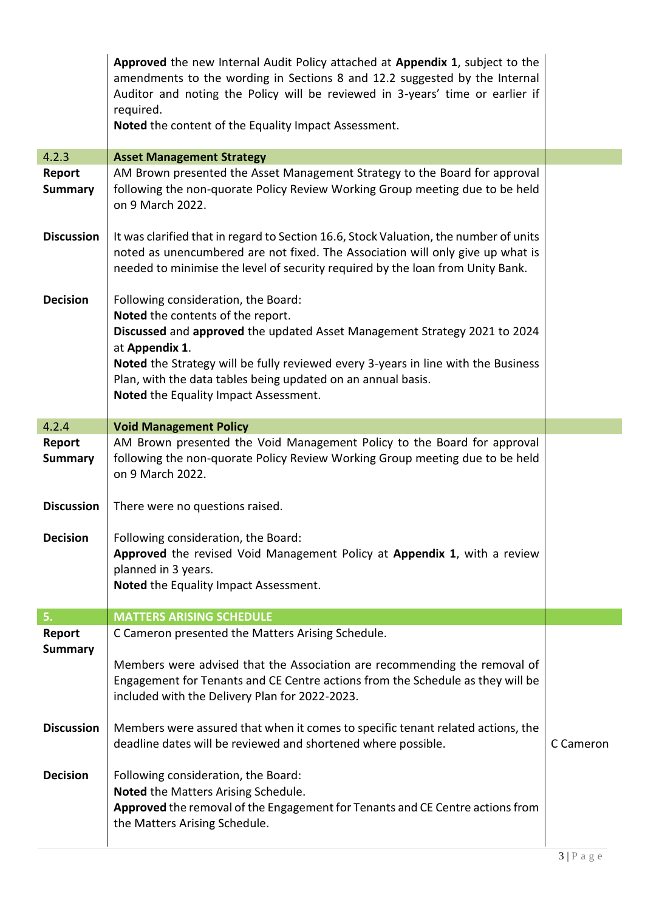| | | |
|---|---|---|
| | **Approved** the new Internal Audit Policy attached at **Appendix 1**, subject to the amendments to the wording in Sections 8 and 12.2 suggested by the Internal Auditor and noting the Policy will be reviewed in 3-years' time or earlier if required.<br>**Noted** the content of the Equality Impact Assessment. | |
| 4.2.3 | **Asset Management Strategy** | |
| **Report Summary** | AM Brown presented the Asset Management Strategy to the Board for approval following the non-quorate Policy Review Working Group meeting due to be held on 9 March 2022. | |
| **Discussion** | It was clarified that in regard to Section 16.6, Stock Valuation, the number of units noted as unencumbered are not fixed. The Association will only give up what is needed to minimise the level of security required by the loan from Unity Bank. | |
| **Decision** | Following consideration, the Board:<br>**Noted** the contents of the report.<br>**Discussed** and **approved** the updated Asset Management Strategy 2021 to 2024 at **Appendix 1**.<br>**Noted** the Strategy will be fully reviewed every 3-years in line with the Business Plan, with the data tables being updated on an annual basis.<br>**Noted** the Equality Impact Assessment. | |
| 4.2.4 | **Void Management Policy** | |
| **Report Summary** | AM Brown presented the Void Management Policy to the Board for approval following the non-quorate Policy Review Working Group meeting due to be held on 9 March 2022. | |
| **Discussion** | There were no questions raised. | |
| **Decision** | Following consideration, the Board:<br>**Approved** the revised Void Management Policy at **Appendix 1**, with a review planned in 3 years.<br>**Noted** the Equality Impact Assessment. | |
| **5.** | **MATTERS ARISING SCHEDULE** | |
| **Report Summary** | C Cameron presented the Matters Arising Schedule.<br><br>Members were advised that the Association are recommending the removal of Engagement for Tenants and CE Centre actions from the Schedule as they will be included with the Delivery Plan for 2022-2023. | |
| **Discussion** | Members were assured that when it comes to specific tenant related actions, the deadline dates will be reviewed and shortened where possible. | C Cameron |
| **Decision** | Following consideration, the Board:<br>**Noted** the Matters Arising Schedule.<br>**Approved** the removal of the Engagement for Tenants and CE Centre actions from the Matters Arising Schedule. | |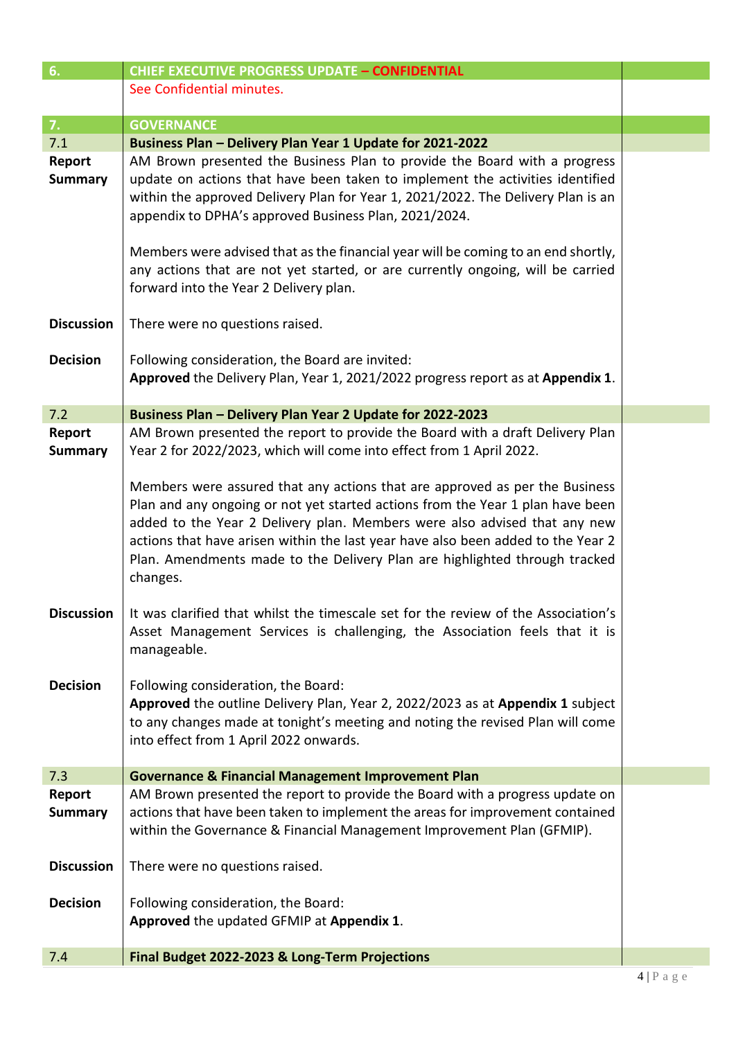| | | |
|---|---|---|
| **6.** | **CHIEF EXECUTIVE PROGRESS UPDATE – CONFIDENTIAL** | |
| | See Confidential minutes. | |
| **7.** | **GOVERNANCE** | |
| 7.1 | **Business Plan – Delivery Plan Year 1 Update for 2021-2022** | |
| **Report Summary** | AM Brown presented the Business Plan to provide the Board with a progress update on actions that have been taken to implement the activities identified within the approved Delivery Plan for Year 1, 2021/2022. The Delivery Plan is an appendix to DPHA's approved Business Plan, 2021/2024.<br><br>Members were advised that as the financial year will be coming to an end shortly, any actions that are not yet started, or are currently ongoing, will be carried forward into the Year 2 Delivery plan. | |
| **Discussion** | There were no questions raised. | |
| **Decision** | Following consideration, the Board are invited:<br>**Approved** the Delivery Plan, Year 1, 2021/2022 progress report as at **Appendix 1**. | |
| 7.2 | **Business Plan – Delivery Plan Year 2 Update for 2022-2023** | |
| **Report Summary** | AM Brown presented the report to provide the Board with a draft Delivery Plan Year 2 for 2022/2023, which will come into effect from 1 April 2022.<br><br>Members were assured that any actions that are approved as per the Business Plan and any ongoing or not yet started actions from the Year 1 plan have been added to the Year 2 Delivery plan. Members were also advised that any new actions that have arisen within the last year have also been added to the Year 2 Plan. Amendments made to the Delivery Plan are highlighted through tracked changes. | |
| **Discussion** | It was clarified that whilst the timescale set for the review of the Association's Asset Management Services is challenging, the Association feels that it is manageable. | |
| **Decision** | Following consideration, the Board:<br>**Approved** the outline Delivery Plan, Year 2, 2022/2023 as at **Appendix 1** subject to any changes made at tonight's meeting and noting the revised Plan will come into effect from 1 April 2022 onwards. | |
| 7.3 | **Governance & Financial Management Improvement Plan** | |
| **Report Summary** | AM Brown presented the report to provide the Board with a progress update on actions that have been taken to implement the areas for improvement contained within the Governance & Financial Management Improvement Plan (GFMIP). | |
| **Discussion** | There were no questions raised. | |
| **Decision** | Following consideration, the Board:<br>**Approved** the updated GFMIP at **Appendix 1**. | |
| 7.4 | **Final Budget 2022-2023 & Long-Term Projections** | |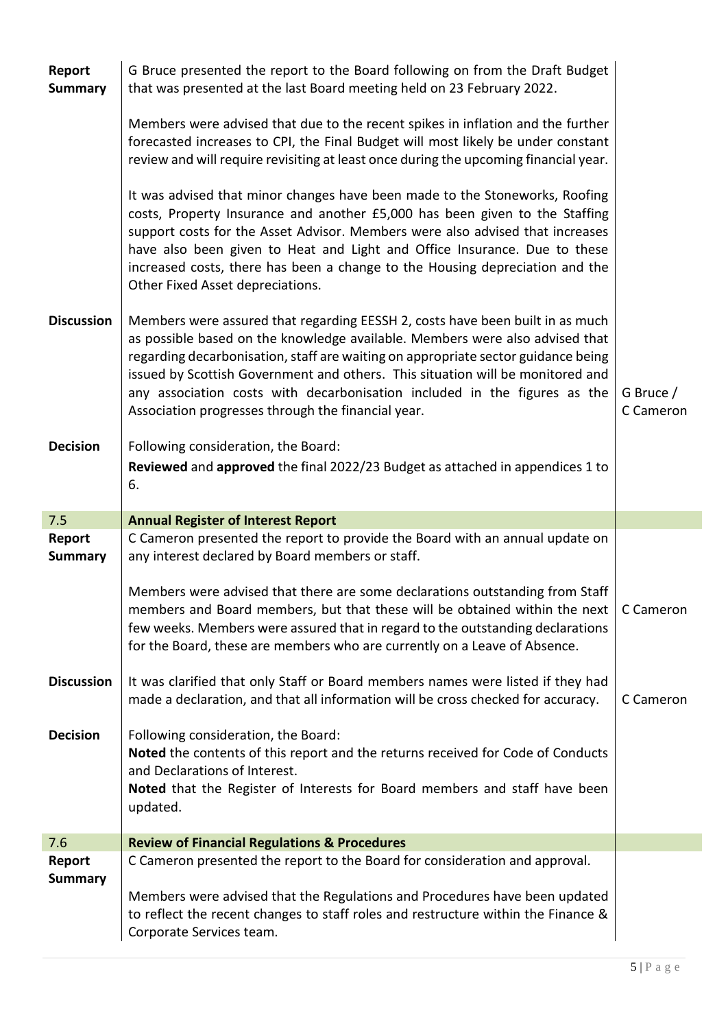| | | |
|---|---|---|
| **Report Summary** | G Bruce presented the report to the Board following on from the Draft Budget that was presented at the last Board meeting held on 23 February 2022.<br><br>Members were advised that due to the recent spikes in inflation and the further forecasted increases to CPI, the Final Budget will most likely be under constant review and will require revisiting at least once during the upcoming financial year.<br><br>It was advised that minor changes have been made to the Stoneworks, Roofing costs, Property Insurance and another £5,000 has been given to the Staffing support costs for the Asset Advisor. Members were also advised that increases have also been given to Heat and Light and Office Insurance. Due to these increased costs, there has been a change to the Housing depreciation and the Other Fixed Asset depreciations. | |
| **Discussion** | Members were assured that regarding EESSH 2, costs have been built in as much as possible based on the knowledge available. Members were also advised that regarding decarbonisation, staff are waiting on appropriate sector guidance being issued by Scottish Government and others. This situation will be monitored and any association costs with decarbonisation included in the figures as the Association progresses through the financial year. | G Bruce / C Cameron |
| **Decision** | Following consideration, the Board:<br>**Reviewed** and **approved** the final 2022/23 Budget as attached in appendices 1 to 6. | |
| 7.5 | **Annual Register of Interest Report** | |
| **Report Summary** | C Cameron presented the report to provide the Board with an annual update on any interest declared by Board members or staff.<br><br>Members were advised that there are some declarations outstanding from Staff members and Board members, but that these will be obtained within the next few weeks. Members were assured that in regard to the outstanding declarations for the Board, these are members who are currently on a Leave of Absence. | C Cameron |
| **Discussion** | It was clarified that only Staff or Board members names were listed if they had made a declaration, and that all information will be cross checked for accuracy. | C Cameron |
| **Decision** | Following consideration, the Board:<br>**Noted** the contents of this report and the returns received for Code of Conducts and Declarations of Interest.<br>**Noted** that the Register of Interests for Board members and staff have been updated. | |
| 7.6 | **Review of Financial Regulations & Procedures** | |
| **Report Summary** | C Cameron presented the report to the Board for consideration and approval.<br><br>Members were advised that the Regulations and Procedures have been updated to reflect the recent changes to staff roles and restructure within the Finance & Corporate Services team. | |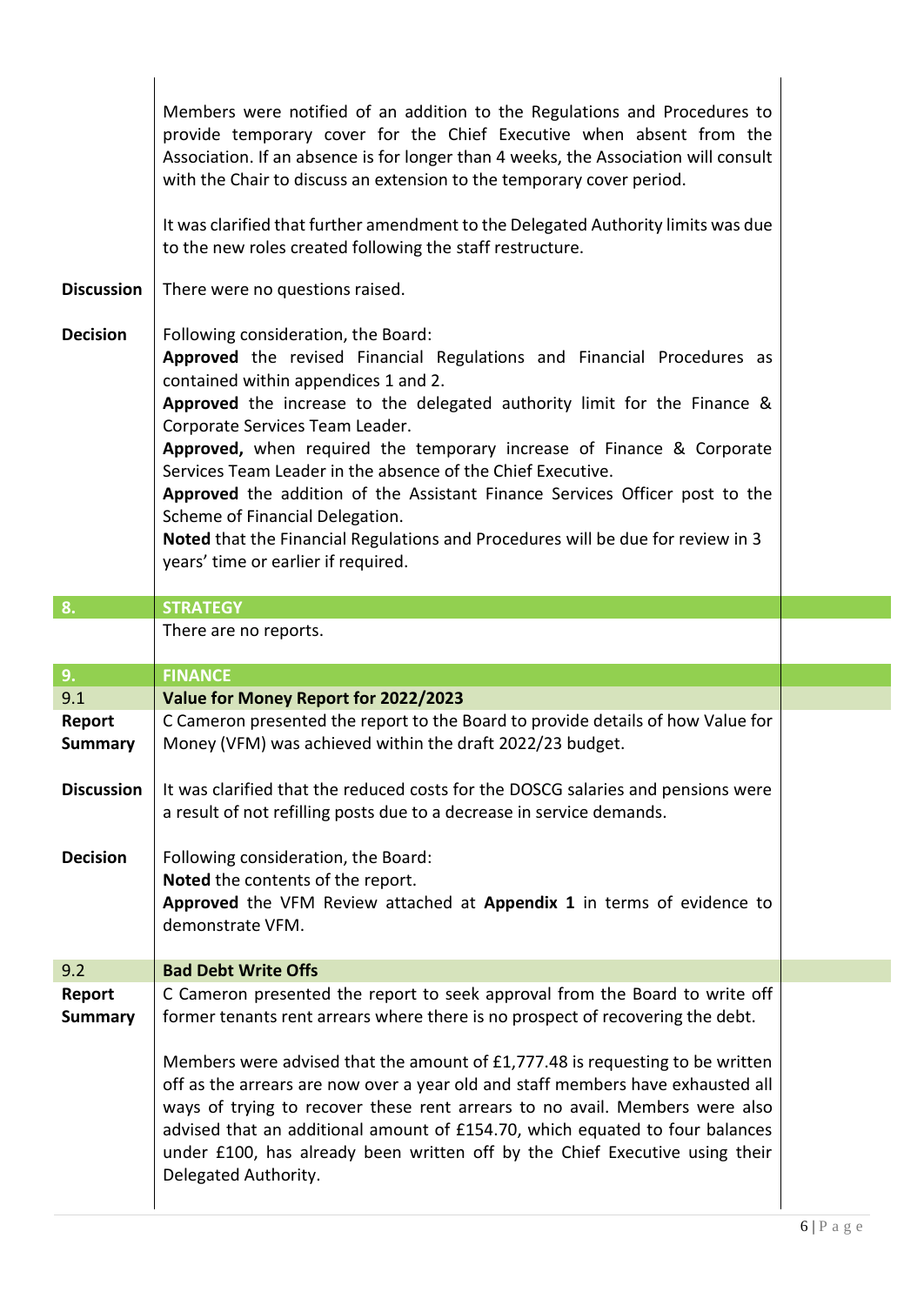| | | |
|---|---|---|
| | Members were notified of an addition to the Regulations and Procedures to provide temporary cover for the Chief Executive when absent from the Association. If an absence is for longer than 4 weeks, the Association will consult with the Chair to discuss an extension to the temporary cover period.<br><br>It was clarified that further amendment to the Delegated Authority limits was due to the new roles created following the staff restructure. | |
| **Discussion** | There were no questions raised. | |
| **Decision** | Following consideration, the Board:<br>**Approved** the revised Financial Regulations and Financial Procedures as contained within appendices 1 and 2.<br>**Approved** the increase to the delegated authority limit for the Finance & Corporate Services Team Leader.<br>**Approved,** when required the temporary increase of Finance & Corporate Services Team Leader in the absence of the Chief Executive.<br>**Approved** the addition of the Assistant Finance Services Officer post to the Scheme of Financial Delegation.<br>**Noted** that the Financial Regulations and Procedures will be due for review in 3 years' time or earlier if required. | |
| **8.** | **STRATEGY** | |
| | There are no reports. | |
| **9.** | **FINANCE** | |
| 9.1 | **Value for Money Report for 2022/2023** | |
| **Report Summary** | C Cameron presented the report to the Board to provide details of how Value for Money (VFM) was achieved within the draft 2022/23 budget. | |
| **Discussion** | It was clarified that the reduced costs for the DOSCG salaries and pensions were a result of not refilling posts due to a decrease in service demands. | |
| **Decision** | Following consideration, the Board:<br>**Noted** the contents of the report.<br>**Approved** the VFM Review attached at **Appendix 1** in terms of evidence to demonstrate VFM. | |
| 9.2 | **Bad Debt Write Offs** | |
| **Report Summary** | C Cameron presented the report to seek approval from the Board to write off former tenants rent arrears where there is no prospect of recovering the debt.<br><br>Members were advised that the amount of £1,777.48 is requesting to be written off as the arrears are now over a year old and staff members have exhausted all ways of trying to recover these rent arrears to no avail. Members were also advised that an additional amount of £154.70, which equated to four balances under £100, has already been written off by the Chief Executive using their Delegated Authority. | |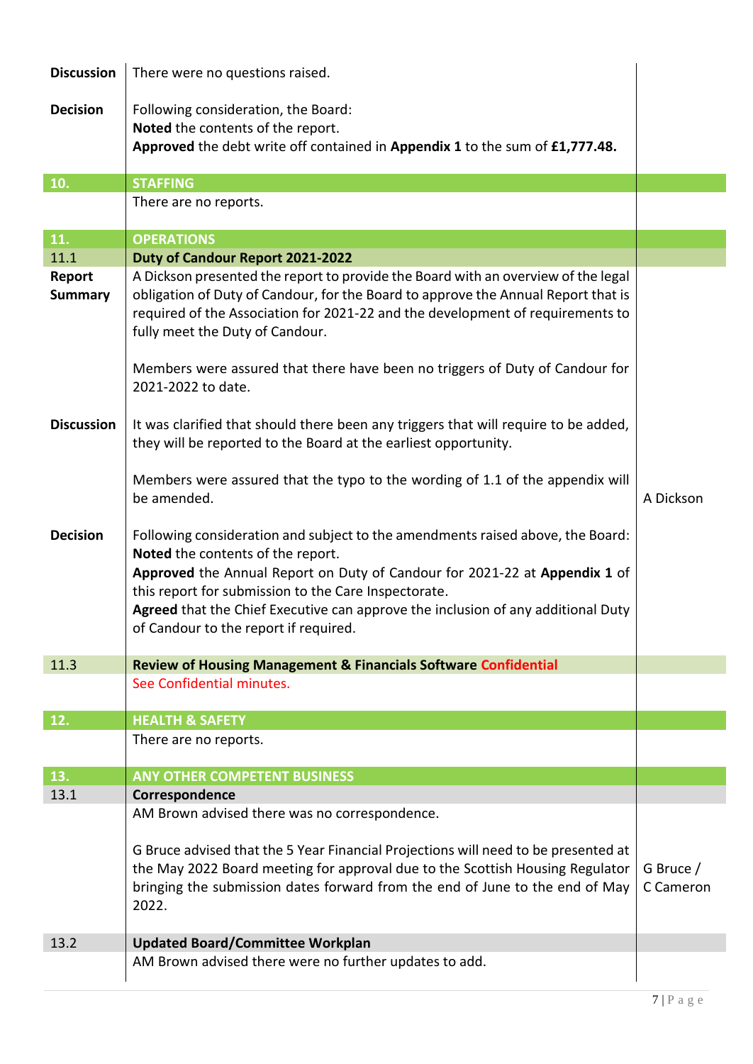| | | |
|---|---|---|
| **Discussion** | There were no questions raised. | |
| **Decision** | Following consideration, the Board:<br>**Noted** the contents of the report.<br>**Approved** the debt write off contained in **Appendix 1** to the sum of **£1,777.48.** | |
| **10.** | **STAFFING** | |
| | There are no reports. | |
| **11.** | **OPERATIONS** | |
| 11.1 | **Duty of Candour Report 2021-2022** | |
| **Report Summary** | A Dickson presented the report to provide the Board with an overview of the legal obligation of Duty of Candour, for the Board to approve the Annual Report that is required of the Association for 2021-22 and the development of requirements to fully meet the Duty of Candour.<br><br>Members were assured that there have been no triggers of Duty of Candour for 2021-2022 to date. | |
| **Discussion** | It was clarified that should there been any triggers that will require to be added, they will be reported to the Board at the earliest opportunity.<br><br>Members were assured that the typo to the wording of 1.1 of the appendix will be amended. | A Dickson |
| **Decision** | Following consideration and subject to the amendments raised above, the Board:<br>**Noted** the contents of the report.<br>**Approved** the Annual Report on Duty of Candour for 2021-22 at **Appendix 1** of this report for submission to the Care Inspectorate.<br>**Agreed** that the Chief Executive can approve the inclusion of any additional Duty of Candour to the report if required. | |
| 11.3 | **Review of Housing Management & Financials Software** Confidential | |
| | See Confidential minutes. | |
| **12.** | **HEALTH & SAFETY** | |
| | There are no reports. | |
| **13.** | **ANY OTHER COMPETENT BUSINESS** | |
| 13.1 | **Correspondence** | |
| | AM Brown advised there was no correspondence.<br><br>G Bruce advised that the 5 Year Financial Projections will need to be presented at the May 2022 Board meeting for approval due to the Scottish Housing Regulator bringing the submission dates forward from the end of June to the end of May 2022. | G Bruce / C Cameron |
| 13.2 | **Updated Board/Committee Workplan** | |
| | AM Brown advised there were no further updates to add. | |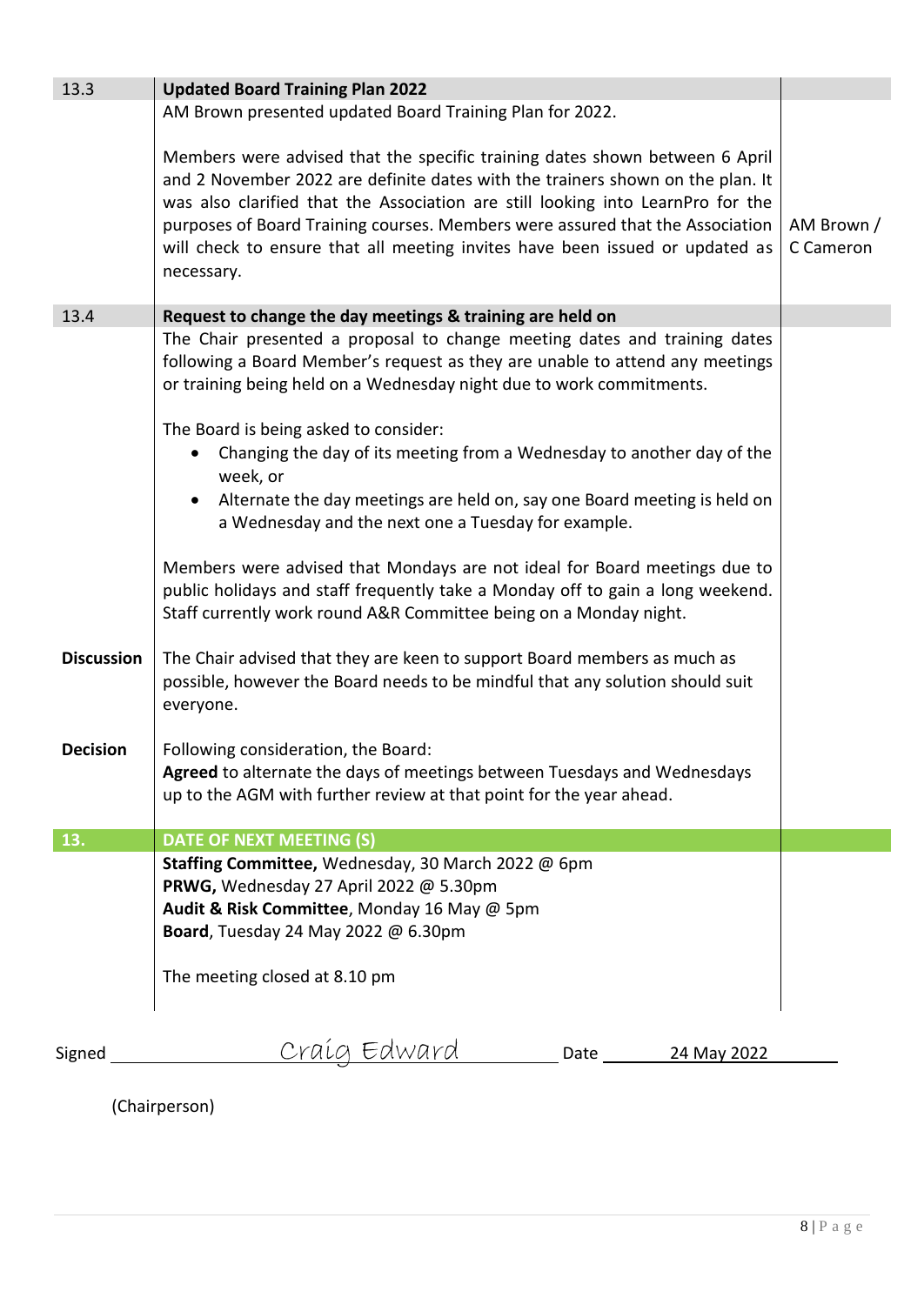| | | |
|---|---|---|
| 13.3 | **Updated Board Training Plan 2022** | |
| | AM Brown presented updated Board Training Plan for 2022.<br><br>Members were advised that the specific training dates shown between 6 April and 2 November 2022 are definite dates with the trainers shown on the plan. It was also clarified that the Association are still looking into LearnPro for the purposes of Board Training courses. Members were assured that the Association will check to ensure that all meeting invites have been issued or updated as necessary. | AM Brown / C Cameron |
| 13.4 | **Request to change the day meetings & training are held on** | |
| | The Chair presented a proposal to change meeting dates and training dates following a Board Member's request as they are unable to attend any meetings or training being held on a Wednesday night due to work commitments.<br><br>The Board is being asked to consider:<br>• Changing the day of its meeting from a Wednesday to another day of the week, or<br>• Alternate the day meetings are held on, say one Board meeting is held on a Wednesday and the next one a Tuesday for example.<br><br>Members were advised that Mondays are not ideal for Board meetings due to public holidays and staff frequently take a Monday off to gain a long weekend. Staff currently work round A&R Committee being on a Monday night. | |
| **Discussion** | The Chair advised that they are keen to support Board members as much as possible, however the Board needs to be mindful that any solution should suit everyone. | |
| **Decision** | Following consideration, the Board:<br>**Agreed** to alternate the days of meetings between Tuesdays and Wednesdays up to the AGM with further review at that point for the year ahead. | |
| **13.** | **DATE OF NEXT MEETING (S)** | |
| | **Staffing Committee,** Wednesday, 30 March 2022 @ 6pm<br>**PRWG,** Wednesday 27 April 2022 @ 5.30pm<br>**Audit & Risk Committee**, Monday 16 May @ 5pm<br>**Board**, Tuesday 24 May 2022 @ 6.30pm<br><br>The meeting closed at 8.10 pm | |

Signed Craig Edward Date 24 May 2022

(Chairperson)